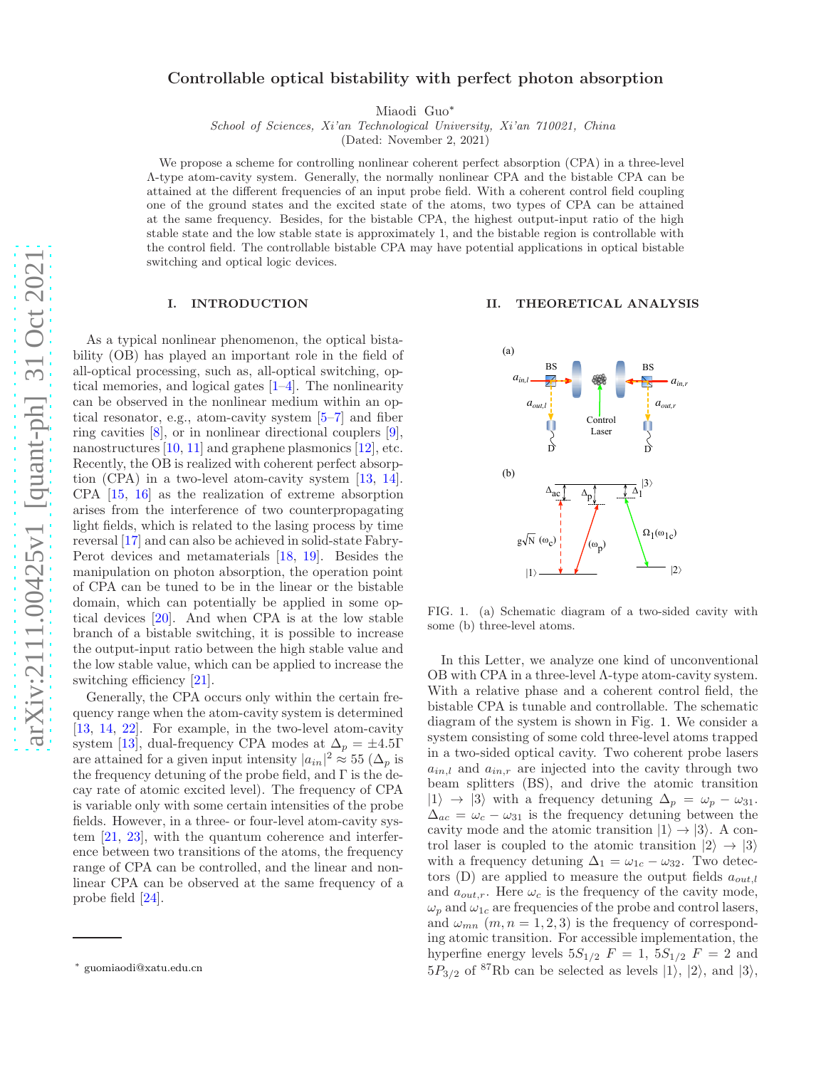# Controllable optical bistability with perfect photon absorption

Miaodi Guo*

*School of Sciences, Xi'an Technological University, Xi'an 710021, China*

(Dated: November 2, 2021)

We propose a scheme for controlling nonlinear coherent perfect absorption (CPA) in a three-level Λ-type atom-cavity system. Generally, the normally nonlinear CPA and the bistable CPA can be attained at the different frequencies of an input probe field. With a coherent control field coupling one of the ground states and the excited state of the atoms, two types of CPA can be attained at the same frequency. Besides, for the bistable CPA, the highest output-input ratio of the high stable state and the low stable state is approximately 1, and the bistable region is controllable with the control field. The controllable bistable CPA may have potential applications in optical bistable switching and optical logic devices.

## I. INTRODUCTION

As a typical nonlinear phenomenon, the optical bistability (OB) has played an important role in the field of all-optical processing, such as, all-optical switching, optical memories, and logical gates [1–4]. The nonlinearity can be observed in the nonlinear medium within an optical resonator, e.g., atom-cavity system [5–7] and fiber ring cavities [8], or in nonlinear directional couplers [9], nanostructures [10, 11] and graphene plasmonics [12], etc. Recently, the OB is realized with coherent perfect absorption (CPA) in a two-level atom-cavity system [13, 14]. CPA [15, 16] as the realization of extreme absorption arises from the interference of two counterpropagating light fields, which is related to the lasing process by time reversal [17] and can also be achieved in solid-state Fabry-Perot devices and metamaterials [18, 19]. Besides the manipulation on photon absorption, the operation point of CPA can be tuned to be in the linear or the bistable domain, which can potentially be applied in some optical devices [20]. And when CPA is at the low stable branch of a bistable switching, it is possible to increase the output-input ratio between the high stable value and the low stable value, which can be applied to increase the switching efficiency [21].

Generally, the CPA occurs only within the certain frequency range when the atom-cavity system is determined [13, 14, 22]. For example, in the two-level atom-cavity system [13], dual-frequency CPA modes at $\Delta_p = \pm 4.5\Gamma$ are attained for a given input intensity $|a_{in}|^2 \approx 55$ ($\Delta_p$ is the frequency detuning of the probe field, and $\Gamma$ is the decay rate of atomic excited level). The frequency of CPA is variable only with some certain intensities of the probe fields. However, in a three- or four-level atom-cavity system [21, 23], with the quantum coherence and interference between two transitions of the atoms, the frequency range of CPA can be controlled, and the linear and nonlinear CPA can be observed at the same frequency of a probe field [24].

## II. THEORETICAL ANALYSIS

FIG. 1. (a) Schematic diagram of a two-sided cavity with some (b) three-level atoms.

In this Letter, we analyze one kind of unconventional OB with CPA in a three-level Λ-type atom-cavity system. With a relative phase and a coherent control field, the bistable CPA is tunable and controllable. The schematic diagram of the system is shown in Fig. 1. We consider a system consisting of some cold three-level atoms trapped in a two-sided optical cavity. Two coherent probe lasers $a_{in,l}$ and $a_{in,r}$ are injected into the cavity through two beam splitters (BS), and drive the atomic transition $|1\rangle \rightarrow |3\rangle$ with a frequency detuning $\Delta_p = \omega_p - \omega_{31}$. $\Delta_{ac} = \omega_c - \omega_{31}$ is the frequency detuning between the cavity mode and the atomic transition $|1\rangle \rightarrow |3\rangle$. A control laser is coupled to the atomic transition $|2\rangle \rightarrow |3\rangle$ with a frequency detuning $\Delta_1 = \omega_{1c} - \omega_{32}$. Two detectors (D) are applied to measure the output fields $a_{out,l}$ and $a_{out,r}$. Here $\omega_c$ is the frequency of the cavity mode, $\omega_p$ and $\omega_{1c}$ are frequencies of the probe and control lasers, and $\omega_{mn}$ $(m, n = 1, 2, 3)$ is the frequency of corresponding atomic transition. For accessible implementation, the hyperfine energy levels $5S_{1/2}$ $F = 1$, $5S_{1/2}$ $F = 2$ and $5P_{3/2}$ of $^{87}$Rb can be selected as levels $|1\rangle$, $|2\rangle$, and $|3\rangle$,

* guomiaodi@xatu.edu.cn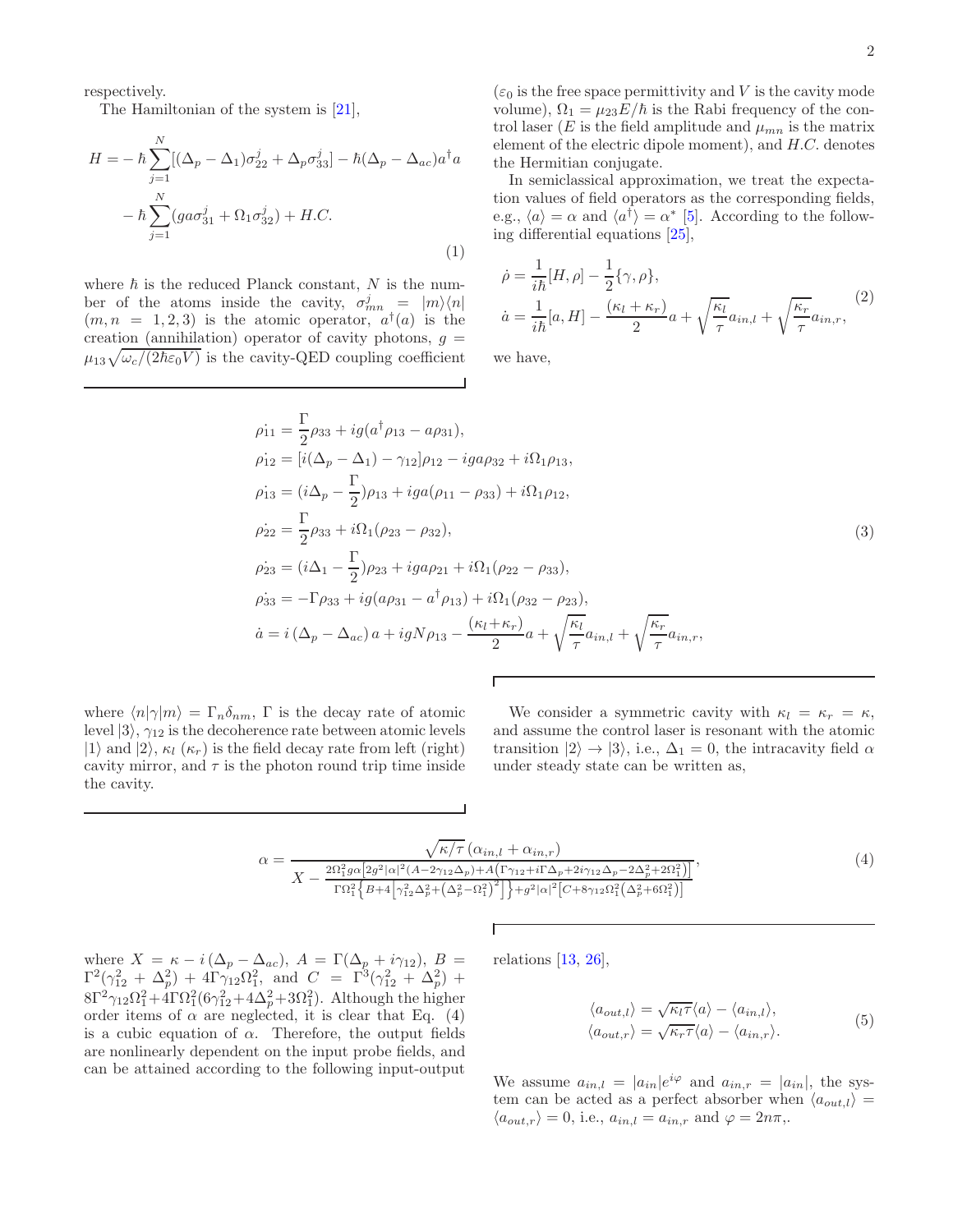respectively.

The Hamiltonian of the system is [21],

$$
\begin{aligned}
H = & -\hbar\sum_{j=1}^{N}[(\Delta_p-\Delta_1)\sigma_{22}^j+\Delta_p\sigma_{33}^j]-\hbar(\Delta_p-\Delta_{ac})a^\dagger a \\
& -\hbar\sum_{j=1}^{N}(ga\sigma_{31}^j+\Omega_1\sigma_{32}^j)+H.C.
\end{aligned}
\tag{1}
$$

where $\hbar$ is the reduced Planck constant, $N$ is the number of the atoms inside the cavity, $\sigma_{mn}^j = |m\rangle\langle n|$ $(m,n = 1,2,3)$ is the atomic operator, $a^\dagger(a)$ is the creation (annihilation) operator of cavity photons, $g = \mu_{13}\sqrt{\omega_c/(2\hbar\varepsilon_0 V)}$ is the cavity-QED coupling coefficient ($\varepsilon_0$ is the free space permittivity and $V$ is the cavity mode volume), $\Omega_1 = \mu_{23}E/\hbar$ is the Rabi frequency of the control laser ($E$ is the field amplitude and $\mu_{mn}$ is the matrix element of the electric dipole moment), and $H.C.$ denotes the Hermitian conjugate.

In semiclassical approximation, we treat the expectation values of field operators as the corresponding fields, e.g., $\langle a\rangle = \alpha$ and $\langle a^\dagger\rangle = \alpha^*$ [5]. According to the following differential equations [25],

$$
\begin{aligned}
\dot{\rho} &= \frac{1}{i\hbar}[H,\rho]-\frac{1}{2}\{\gamma,\rho\}, \\
\dot{a} &= \frac{1}{i\hbar}[a,H]-\frac{(\kappa_l+\kappa_r)}{2}a+\sqrt{\frac{\kappa_l}{\tau}}a_{in,l}+\sqrt{\frac{\kappa_r}{\tau}}a_{in,r},
\end{aligned}
\tag{2}
$$

we have,

$$
\begin{aligned}
\dot{\rho_{11}} &= \frac{\Gamma}{2}\rho_{33}+ig(a^\dagger\rho_{13}-a\rho_{31}), \\
\dot{\rho_{12}} &= [i(\Delta_p-\Delta_1)-\gamma_{12}]\rho_{12}-iga\rho_{32}+i\Omega_1\rho_{13}, \\
\dot{\rho_{13}} &= (i\Delta_p-\frac{\Gamma}{2})\rho_{13}+iga(\rho_{11}-\rho_{33})+i\Omega_1\rho_{12}, \\
\dot{\rho_{22}} &= \frac{\Gamma}{2}\rho_{33}+i\Omega_1(\rho_{23}-\rho_{32}), \\
\dot{\rho_{23}} &= (i\Delta_1-\frac{\Gamma}{2})\rho_{23}+iga\rho_{21}+i\Omega_1(\rho_{22}-\rho_{33}), \\
\dot{\rho_{33}} &= -\Gamma\rho_{33}+ig(a\rho_{31}-a^\dagger\rho_{13})+i\Omega_1(\rho_{32}-\rho_{23}), \\
\dot{a} &= i\left(\Delta_p-\Delta_{ac}\right)a+igN\rho_{13}-\frac{(\kappa_l+\kappa_r)}{2}a+\sqrt{\frac{\kappa_l}{\tau}}a_{in,l}+\sqrt{\frac{\kappa_r}{\tau}}a_{in,r},
\end{aligned}
\tag{3}
$$

where $\langle n|\gamma|m\rangle = \Gamma_n\delta_{nm}$, $\Gamma$ is the decay rate of atomic level $|3\rangle$, $\gamma_{12}$ is the decoherence rate between atomic levels $|1\rangle$ and $|2\rangle$, $\kappa_l$ ($\kappa_r$) is the field decay rate from left (right) cavity mirror, and $\tau$ is the photon round trip time inside the cavity.

We consider a symmetric cavity with $\kappa_l = \kappa_r = \kappa$, and assume the control laser is resonant with the atomic transition $|2\rangle \rightarrow |3\rangle$, i.e., $\Delta_1 = 0$, the intracavity field $\alpha$ under steady state can be written as,

$$
\alpha = \frac{\sqrt{\kappa/\tau}\left(\alpha_{in,l}+\alpha_{in,r}\right)}{X-\frac{2\Omega_1^2 g\alpha\left[2g^2|\alpha|^2(A-2\gamma_{12}\Delta_p)+A\left(\Gamma\gamma_{12}+i\Gamma\Delta_p+2i\gamma_{12}\Delta_p-2\Delta_p^2+2\Omega_1^2\right)\right]}{\Gamma\Omega_1^2\left\{B+4\left[\gamma_{12}^2\Delta_p^2+\left(\Delta_p^2-\Omega_1^2\right)^2\right]\right\}+g^2|\alpha|^2\left[C+8\gamma_{12}\Omega_1^2\left(\Delta_p^2+6\Omega_1^2\right)\right]}},
\tag{4}
$$

where $X = \kappa - i\left(\Delta_p - \Delta_{ac}\right)$, $A = \Gamma(\Delta_p + i\gamma_{12})$, $B = \Gamma^2(\gamma_{12}^2 + \Delta_p^2) + 4\Gamma\gamma_{12}\Omega_1^2$, and $C = \Gamma^3(\gamma_{12}^2 + \Delta_p^2) + 8\Gamma^2\gamma_{12}\Omega_1^2 + 4\Gamma\Omega_1^2(6\gamma_{12}^2 + 4\Delta_p^2 + 3\Omega_1^2)$. Although the higher order items of $\alpha$ are neglected, it is clear that Eq. (4) is a cubic equation of $\alpha$. Therefore, the output fields are nonlinearly dependent on the input probe fields, and can be attained according to the following input-output relations [13, 26],

$$
\begin{aligned}
\langle a_{out,l}\rangle &= \sqrt{\kappa_l\tau}\langle a\rangle - \langle a_{in,l}\rangle, \\
\langle a_{out,r}\rangle &= \sqrt{\kappa_r\tau}\langle a\rangle - \langle a_{in,r}\rangle.
\end{aligned}
\tag{5}
$$

We assume $a_{in,l} = |a_{in}|e^{i\varphi}$ and $a_{in,r} = |a_{in}|$, the system can be acted as a perfect absorber when $\langle a_{out,l}\rangle = \langle a_{out,r}\rangle = 0$, i.e., $a_{in,l} = a_{in,r}$ and $\varphi = 2n\pi$,.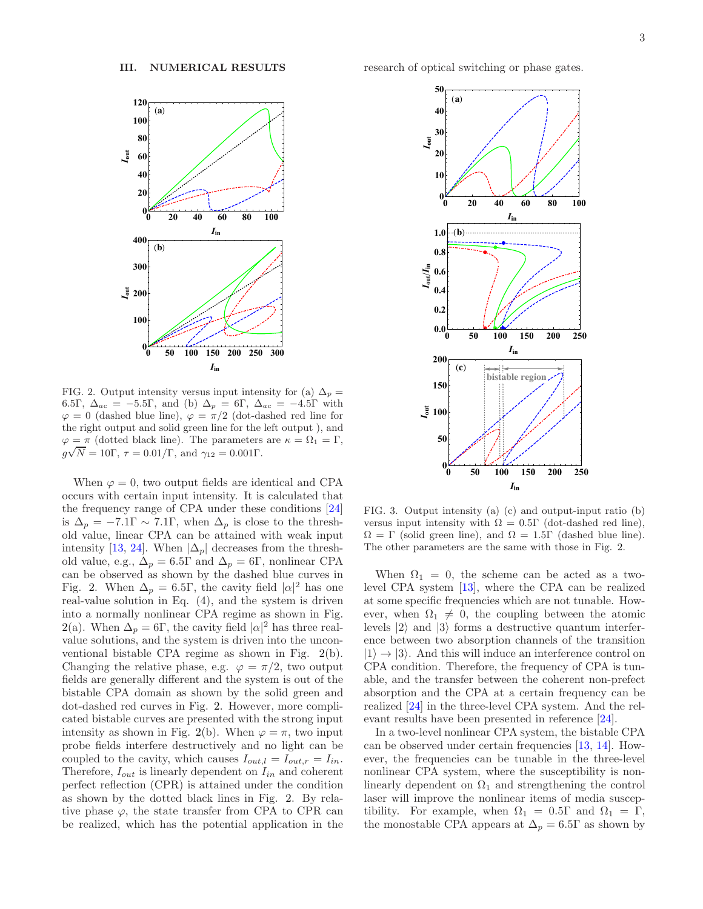## III. NUMERICAL RESULTS

FIG. 2. Output intensity versus input intensity for (a) $\Delta_p = 6.5\Gamma$, $\Delta_{ac} = -5.5\Gamma$, and (b) $\Delta_p = 6\Gamma$, $\Delta_{ac} = -4.5\Gamma$ with $\varphi = 0$ (dashed blue line), $\varphi = \pi/2$ (dot-dashed red line for the right output and solid green line for the left output ), and $\varphi = \pi$ (dotted black line). The parameters are $\kappa = \Omega_1 = \Gamma$, $g\sqrt{N} = 10\Gamma$, $\tau = 0.01/\Gamma$, and $\gamma_{12} = 0.001\Gamma$.

When $\varphi = 0$, two output fields are identical and CPA occurs with certain input intensity. It is calculated that the frequency range of CPA under these conditions [24] is $\Delta_p = -7.1\Gamma \sim 7.1\Gamma$, when $\Delta_p$ is close to the threshold value, linear CPA can be attained with weak input intensity [13, 24]. When $|\Delta_p|$ decreases from the threshold value, e.g., $\Delta_p = 6.5\Gamma$ and $\Delta_p = 6\Gamma$, nonlinear CPA can be observed as shown by the dashed blue curves in Fig. 2. When $\Delta_p = 6.5\Gamma$, the cavity field $|\alpha|^2$ has one real-value solution in Eq. (4), and the system is driven into a normally nonlinear CPA regime as shown in Fig. 2(a). When $\Delta_p = 6\Gamma$, the cavity field $|\alpha|^2$ has three real-value solutions, and the system is driven into the unconventional bistable CPA regime as shown in Fig. 2(b). Changing the relative phase, e.g. $\varphi = \pi/2$, two output fields are generally different and the system is out of the bistable CPA domain as shown by the solid green and dot-dashed red curves in Fig. 2. However, more complicated bistable curves are presented with the strong input intensity as shown in Fig. 2(b). When $\varphi = \pi$, two input probe fields interfere destructively and no light can be coupled to the cavity, which causes $I_{out,l} = I_{out,r} = I_{in}$. Therefore, $I_{out}$ is linearly dependent on $I_{in}$ and coherent perfect reflection (CPR) is attained under the condition as shown by the dotted black lines in Fig. 2. By relative phase $\varphi$, the state transfer from CPA to CPR can be realized, which has the potential application in the research of optical switching or phase gates.

FIG. 3. Output intensity (a) (c) and output-input ratio (b) versus input intensity with $\Omega = 0.5\Gamma$ (dot-dashed red line), $\Omega = \Gamma$ (solid green line), and $\Omega = 1.5\Gamma$ (dashed blue line). The other parameters are the same with those in Fig. 2.

When $\Omega_1 = 0$, the scheme can be acted as a two-level CPA system [13], where the CPA can be realized at some specific frequencies which are not tunable. However, when $\Omega_1 \neq 0$, the coupling between the atomic levels $|2\rangle$ and $|3\rangle$ forms a destructive quantum interference between two absorption channels of the transition $|1\rangle \to |3\rangle$. And this will induce an interference control on CPA condition. Therefore, the frequency of CPA is tunable, and the transfer between the coherent non-prefect absorption and the CPA at a certain frequency can be realized [24] in the three-level CPA system. And the relevant results have been presented in reference [24].

In a two-level nonlinear CPA system, the bistable CPA can be observed under certain frequencies [13, 14]. However, the frequencies can be tunable in the three-level nonlinear CPA system, where the susceptibility is nonlinearly dependent on $\Omega_1$ and strengthening the control laser will improve the nonlinear items of media susceptibility. For example, when $\Omega_1 = 0.5\Gamma$ and $\Omega_1 = \Gamma$, the monostable CPA appears at $\Delta_p = 6.5\Gamma$ as shown by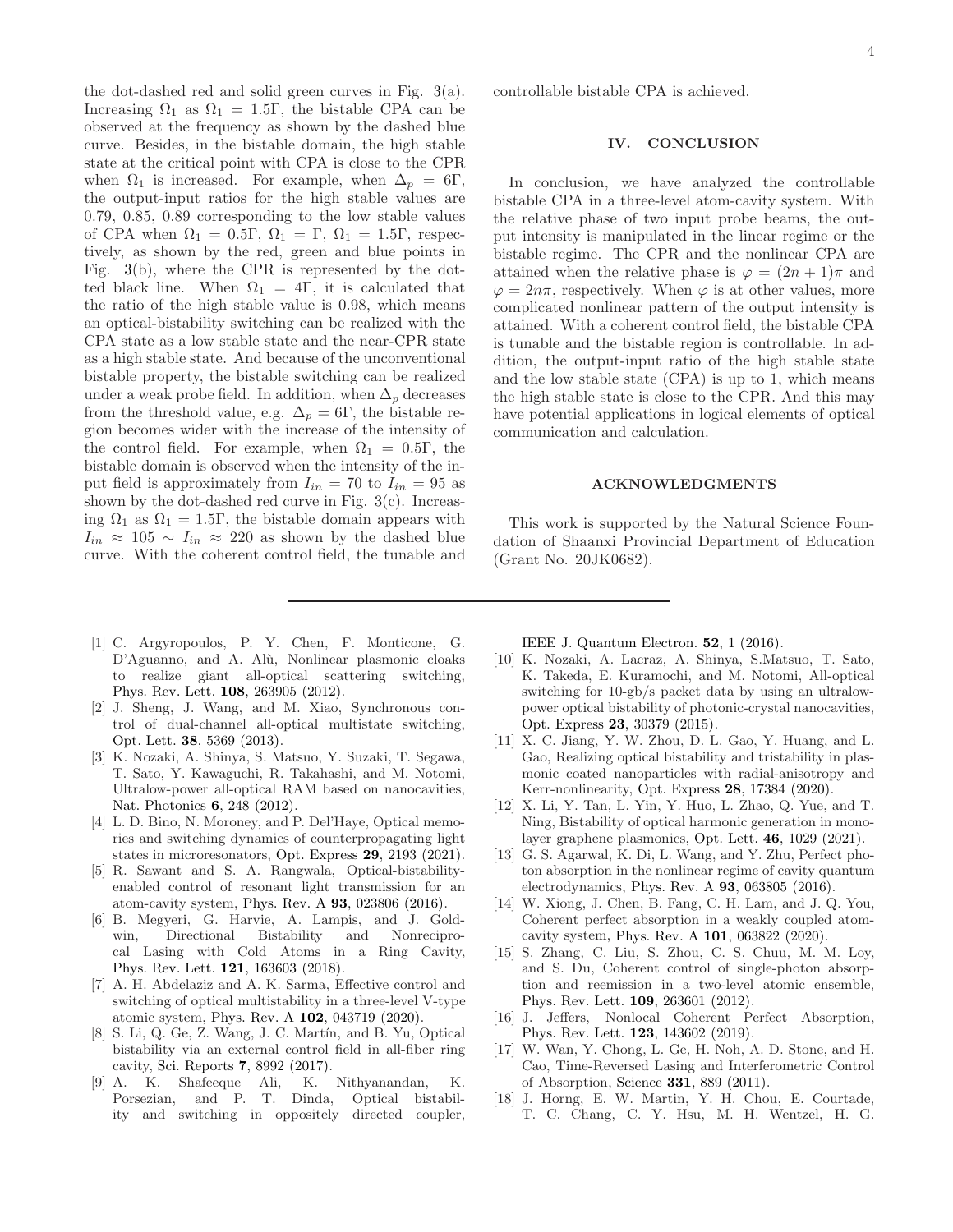the dot-dashed red and solid green curves in Fig. 3(a). Increasing $\Omega_1$ as $\Omega_1 = 1.5\Gamma$, the bistable CPA can be observed at the frequency as shown by the dashed blue curve. Besides, in the bistable domain, the high stable state at the critical point with CPA is close to the CPR when $\Omega_1$ is increased. For example, when $\Delta_p = 6\Gamma$, the output-input ratios for the high stable values are 0.79, 0.85, 0.89 corresponding to the low stable values of CPA when $\Omega_1 = 0.5\Gamma$, $\Omega_1 = \Gamma$, $\Omega_1 = 1.5\Gamma$, respectively, as shown by the red, green and blue points in Fig. 3(b), where the CPR is represented by the dotted black line. When $\Omega_1 = 4\Gamma$, it is calculated that the ratio of the high stable value is 0.98, which means an optical-bistability switching can be realized with the CPA state as a low stable state and the near-CPR state as a high stable state. And because of the unconventional bistable property, the bistable switching can be realized under a weak probe field. In addition, when $\Delta_p$ decreases from the threshold value, e.g. $\Delta_p = 6\Gamma$, the bistable region becomes wider with the increase of the intensity of the control field. For example, when $\Omega_1 = 0.5\Gamma$, the bistable domain is observed when the intensity of the input field is approximately from $I_{in} = 70$ to $I_{in} = 95$ as shown by the dot-dashed red curve in Fig. 3(c). Increasing $\Omega_1$ as $\Omega_1 = 1.5\Gamma$, the bistable domain appears with $I_{in} \approx 105 \sim I_{in} \approx 220$ as shown by the dashed blue curve. With the coherent control field, the tunable and controllable bistable CPA is achieved.

## IV. CONCLUSION

In conclusion, we have analyzed the controllable bistable CPA in a three-level atom-cavity system. With the relative phase of two input probe beams, the output intensity is manipulated in the linear regime or the bistable regime. The CPR and the nonlinear CPA are attained when the relative phase is $\varphi = (2n+1)\pi$ and $\varphi = 2n\pi$, respectively. When $\varphi$ is at other values, more complicated nonlinear pattern of the output intensity is attained. With a coherent control field, the bistable CPA is tunable and the bistable region is controllable. In addition, the output-input ratio of the high stable state and the low stable state (CPA) is up to 1, which means the high stable state is close to the CPR. And this may have potential applications in logical elements of optical communication and calculation.

## ACKNOWLEDGMENTS

This work is supported by the Natural Science Foundation of Shaanxi Provincial Department of Education (Grant No. 20JK0682).

---

[1] C. Argyropoulos, P. Y. Chen, F. Monticone, G. D'Aguanno, and A. Alù, Nonlinear plasmonic cloaks to realize giant all-optical scattering switching, Phys. Rev. Lett. **108**, 263905 (2012).

[2] J. Sheng, J. Wang, and M. Xiao, Synchronous control of dual-channel all-optical multistate switching, Opt. Lett. **38**, 5369 (2013).

[3] K. Nozaki, A. Shinya, S. Matsuo, Y. Suzuki, T. Segawa, T. Sato, Y. Kawaguchi, R. Takahashi, and M. Notomi, Ultralow-power all-optical RAM based on nanocavities, Nat. Photonics **6**, 248 (2012).

[4] L. D. Bino, N. Moroney, and P. Del'Haye, Optical memories and switching dynamics of counterpropagating light states in microresonators, Opt. Express **29**, 2193 (2021).

[5] R. Sawant and S. A. Rangwala, Optical-bistability-enabled control of resonant light transmission for an atom-cavity system, Phys. Rev. A **93**, 023806 (2016).

[6] B. Megyeri, G. Harvie, A. Lampis, and J. Goldwin, Directional Bistability and Nonreciprocal Lasing with Cold Atoms in a Ring Cavity, Phys. Rev. Lett. **121**, 163603 (2018).

[7] A. H. Abdelaziz and A. K. Sarma, Effective control and switching of optical multistability in a three-level V-type atomic system, Phys. Rev. A **102**, 043719 (2020).

[8] S. Li, Q. Ge, Z. Wang, J. C. Martín, and B. Yu, Optical bistability via an external control field in all-fiber ring cavity, Sci. Reports **7**, 8992 (2017).

[9] A. K. Shafeeque Ali, K. Nithyanandan, K. Porsezian, and P. T. Dinda, Optical bistability and switching in oppositely directed coupler, IEEE J. Quantum Electron. **52**, 1 (2016).

[10] K. Nozaki, A. Lacraz, A. Shinya, S.Matsuo, T. Sato, K. Takeda, E. Kuramochi, and M. Notomi, All-optical switching for 10-gb/s packet data by using an ultralow-power optical bistability of photonic-crystal nanocavities, Opt. Express **23**, 30379 (2015).

[11] X. C. Jiang, Y. W. Zhou, D. L. Gao, Y. Huang, and L. Gao, Realizing optical bistability and tristability in plasmonic coated nanoparticles with radial-anisotropy and Kerr-nonlinearity, Opt. Express **28**, 17384 (2020).

[12] X. Li, Y. Tan, L. Yin, Y. Huo, L. Zhao, Q. Yue, and T. Ning, Bistability of optical harmonic generation in monolayer graphene plasmonics, Opt. Lett. **46**, 1029 (2021).

[13] G. S. Agarwal, K. Di, L. Wang, and Y. Zhu, Perfect photon absorption in the nonlinear regime of cavity quantum electrodynamics, Phys. Rev. A **93**, 063805 (2016).

[14] W. Xiong, J. Chen, B. Fang, C. H. Lam, and J. Q. You, Coherent perfect absorption in a weakly coupled atom-cavity system, Phys. Rev. A **101**, 063822 (2020).

[15] S. Zhang, C. Liu, S. Zhou, C. S. Chuu, M. M. Loy, and S. Du, Coherent control of single-photon absorption and reemission in a two-level atomic ensemble, Phys. Rev. Lett. **109**, 263601 (2012).

[16] J. Jeffers, Nonlocal Coherent Perfect Absorption, Phys. Rev. Lett. **123**, 143602 (2019).

[17] W. Wan, Y. Chong, L. Ge, H. Noh, A. D. Stone, and H. Cao, Time-Reversed Lasing and Interferometric Control of Absorption, Science **331**, 889 (2011).

[18] J. Horng, E. W. Martin, Y. H. Chou, E. Courtade, T. C. Chang, C. Y. Hsu, M. H. Wentzel, H. G.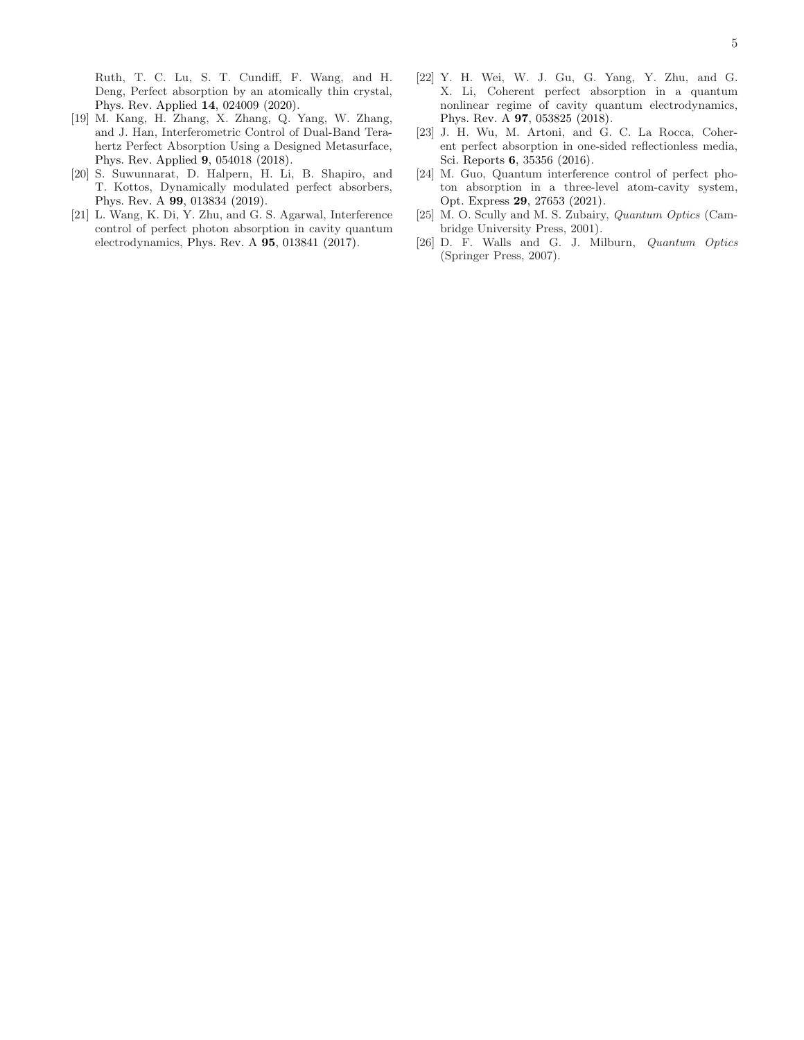Ruth, T. C. Lu, S. T. Cundiff, F. Wang, and H. Deng, Perfect absorption by an atomically thin crystal, Phys. Rev. Applied **14**, 024009 (2020).

[19] M. Kang, H. Zhang, X. Zhang, Q. Yang, W. Zhang, and J. Han, Interferometric Control of Dual-Band Terahertz Perfect Absorption Using a Designed Metasurface, Phys. Rev. Applied **9**, 054018 (2018).

[20] S. Suwunnarat, D. Halpern, H. Li, B. Shapiro, and T. Kottos, Dynamically modulated perfect absorbers, Phys. Rev. A **99**, 013834 (2019).

[21] L. Wang, K. Di, Y. Zhu, and G. S. Agarwal, Interference control of perfect photon absorption in cavity quantum electrodynamics, Phys. Rev. A **95**, 013841 (2017).

[22] Y. H. Wei, W. J. Gu, G. Yang, Y. Zhu, and G. X. Li, Coherent perfect absorption in a quantum nonlinear regime of cavity quantum electrodynamics, Phys. Rev. A **97**, 053825 (2018).

[23] J. H. Wu, M. Artoni, and G. C. La Rocca, Coherent perfect absorption in one-sided reflectionless media, Sci. Reports **6**, 35356 (2016).

[24] M. Guo, Quantum interference control of perfect photon absorption in a three-level atom-cavity system, Opt. Express **29**, 27653 (2021).

[25] M. O. Scully and M. S. Zubairy, *Quantum Optics* (Cambridge University Press, 2001).

[26] D. F. Walls and G. J. Milburn, *Quantum Optics* (Springer Press, 2007).